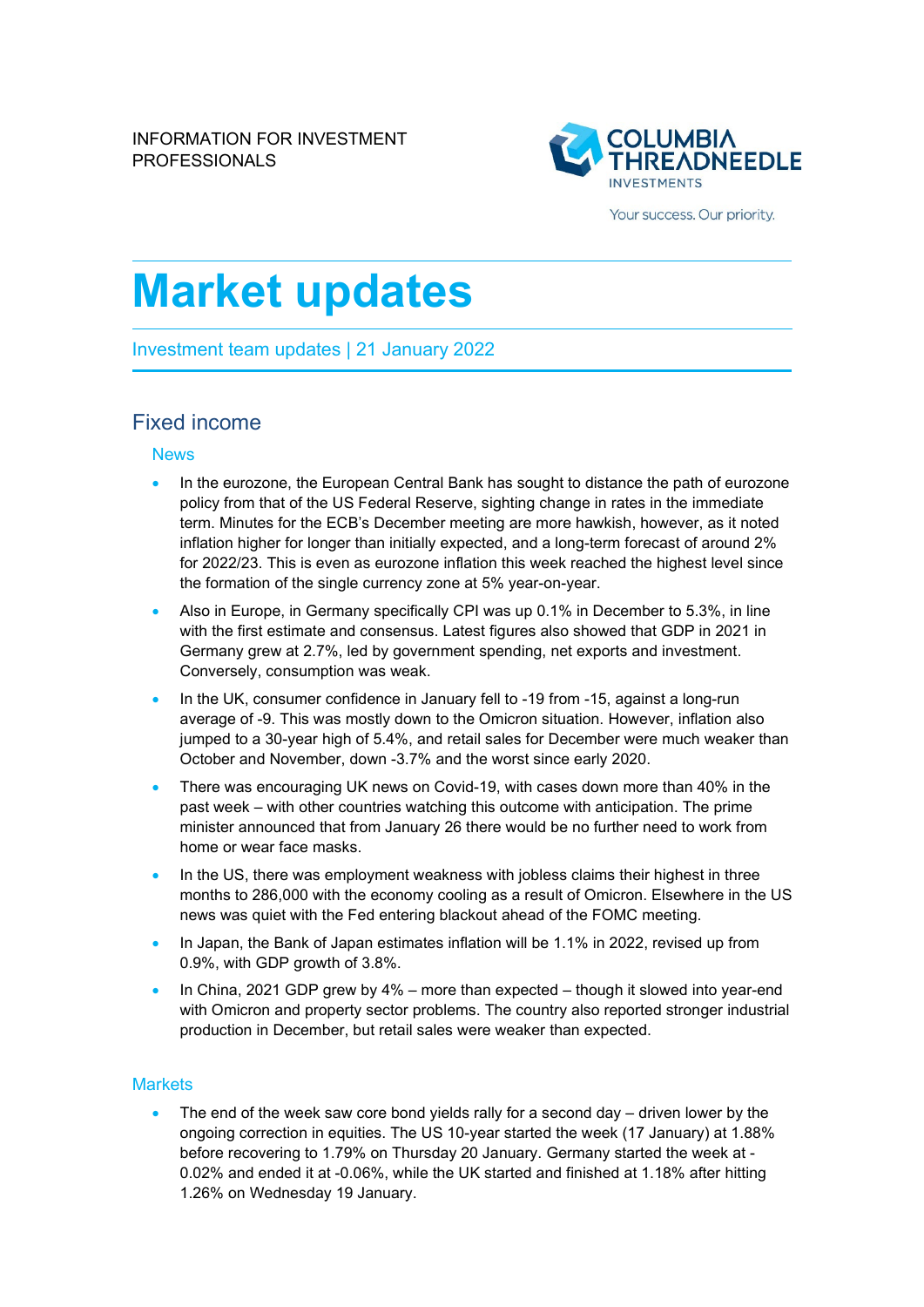INFORMATION FOR INVESTMENT PROFESSIONALS

COLUMBIA THREADNEEDLE INVESTMENTS

Your success. Our priority.

# Market updates

Investment team updates | 21 January 2022

## Fixed income

### News

- In the eurozone, the European Central Bank has sought to distance the path of eurozone policy from that of the US Federal Reserve, sighting change in rates in the immediate term. Minutes for the ECB's December meeting are more hawkish, however, as it noted inflation higher for longer than initially expected, and a long-term forecast of around 2% for 2022/23. This is even as eurozone inflation this week reached the highest level since the formation of the single currency zone at 5% year-on-year.
- Also in Europe, in Germany specifically CPI was up 0.1% in December to 5.3%, in line with the first estimate and consensus. Latest figures also showed that GDP in 2021 in Germany grew at 2.7%, led by government spending, net exports and investment. Conversely, consumption was weak.
- In the UK, consumer confidence in January fell to -19 from -15, against a long-run average of -9. This was mostly down to the Omicron situation. However, inflation also jumped to a 30-year high of 5.4%, and retail sales for December were much weaker than October and November, down -3.7% and the worst since early 2020.
- There was encouraging UK news on Covid-19, with cases down more than 40% in the past week – with other countries watching this outcome with anticipation. The prime minister announced that from January 26 there would be no further need to work from home or wear face masks.
- In the US, there was employment weakness with jobless claims their highest in three months to 286,000 with the economy cooling as a result of Omicron. Elsewhere in the US news was quiet with the Fed entering blackout ahead of the FOMC meeting.
- In Japan, the Bank of Japan estimates inflation will be 1.1% in 2022, revised up from 0.9%, with GDP growth of 3.8%.
- In China, 2021 GDP grew by 4% – more than expected – though it slowed into year-end with Omicron and property sector problems. The country also reported stronger industrial production in December, but retail sales were weaker than expected.

### Markets

- The end of the week saw core bond yields rally for a second day – driven lower by the ongoing correction in equities. The US 10-year started the week (17 January) at 1.88% before recovering to 1.79% on Thursday 20 January. Germany started the week at -0.02% and ended it at -0.06%, while the UK started and finished at 1.18% after hitting 1.26% on Wednesday 19 January.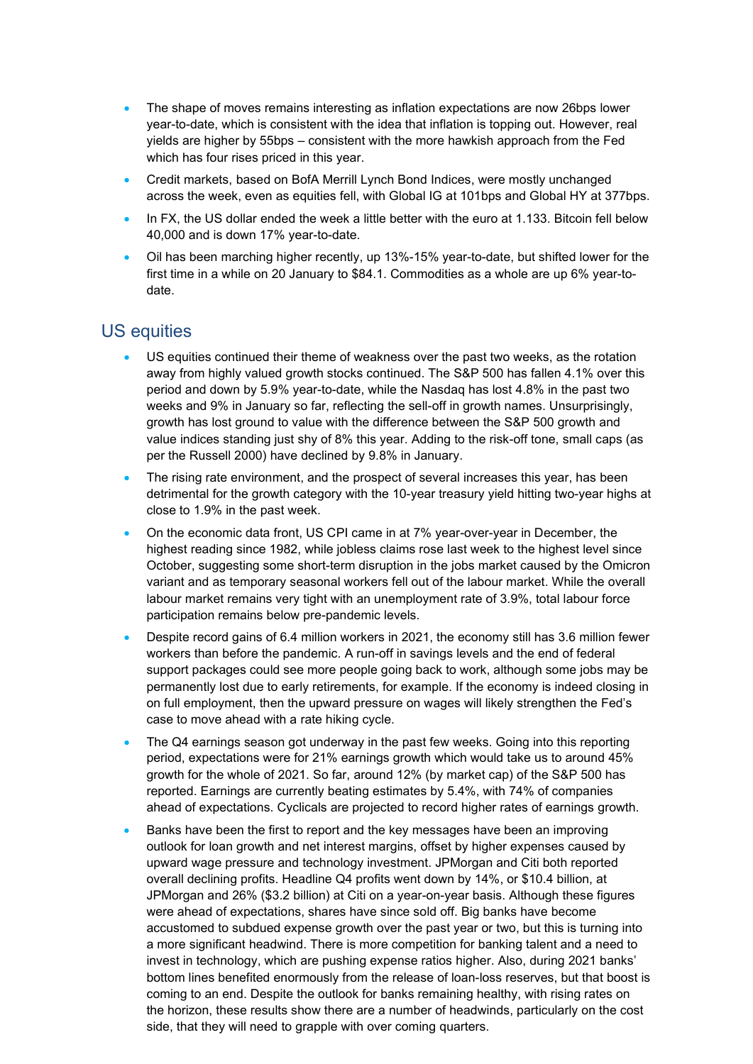- The shape of moves remains interesting as inflation expectations are now 26bps lower year-to-date, which is consistent with the idea that inflation is topping out. However, real yields are higher by 55bps – consistent with the more hawkish approach from the Fed which has four rises priced in this year.
- Credit markets, based on BofA Merrill Lynch Bond Indices, were mostly unchanged across the week, even as equities fell, with Global IG at 101bps and Global HY at 377bps.
- In FX, the US dollar ended the week a little better with the euro at 1.133. Bitcoin fell below 40,000 and is down 17% year-to-date.
- Oil has been marching higher recently, up 13%-15% year-to-date, but shifted lower for the first time in a while on 20 January to $84.1. Commodities as a whole are up 6% year-to-date.

## US equities

- US equities continued their theme of weakness over the past two weeks, as the rotation away from highly valued growth stocks continued. The S&P 500 has fallen 4.1% over this period and down by 5.9% year-to-date, while the Nasdaq has lost 4.8% in the past two weeks and 9% in January so far, reflecting the sell-off in growth names. Unsurprisingly, growth has lost ground to value with the difference between the S&P 500 growth and value indices standing just shy of 8% this year. Adding to the risk-off tone, small caps (as per the Russell 2000) have declined by 9.8% in January.
- The rising rate environment, and the prospect of several increases this year, has been detrimental for the growth category with the 10-year treasury yield hitting two-year highs at close to 1.9% in the past week.
- On the economic data front, US CPI came in at 7% year-over-year in December, the highest reading since 1982, while jobless claims rose last week to the highest level since October, suggesting some short-term disruption in the jobs market caused by the Omicron variant and as temporary seasonal workers fell out of the labour market. While the overall labour market remains very tight with an unemployment rate of 3.9%, total labour force participation remains below pre-pandemic levels.
- Despite record gains of 6.4 million workers in 2021, the economy still has 3.6 million fewer workers than before the pandemic. A run-off in savings levels and the end of federal support packages could see more people going back to work, although some jobs may be permanently lost due to early retirements, for example. If the economy is indeed closing in on full employment, then the upward pressure on wages will likely strengthen the Fed's case to move ahead with a rate hiking cycle.
- The Q4 earnings season got underway in the past few weeks. Going into this reporting period, expectations were for 21% earnings growth which would take us to around 45% growth for the whole of 2021. So far, around 12% (by market cap) of the S&P 500 has reported. Earnings are currently beating estimates by 5.4%, with 74% of companies ahead of expectations. Cyclicals are projected to record higher rates of earnings growth.
- Banks have been the first to report and the key messages have been an improving outlook for loan growth and net interest margins, offset by higher expenses caused by upward wage pressure and technology investment. JPMorgan and Citi both reported overall declining profits. Headline Q4 profits went down by 14%, or $10.4 billion, at JPMorgan and 26% ($3.2 billion) at Citi on a year-on-year basis. Although these figures were ahead of expectations, shares have since sold off. Big banks have become accustomed to subdued expense growth over the past year or two, but this is turning into a more significant headwind. There is more competition for banking talent and a need to invest in technology, which are pushing expense ratios higher. Also, during 2021 banks' bottom lines benefited enormously from the release of loan-loss reserves, but that boost is coming to an end. Despite the outlook for banks remaining healthy, with rising rates on the horizon, these results show there are a number of headwinds, particularly on the cost side, that they will need to grapple with over coming quarters.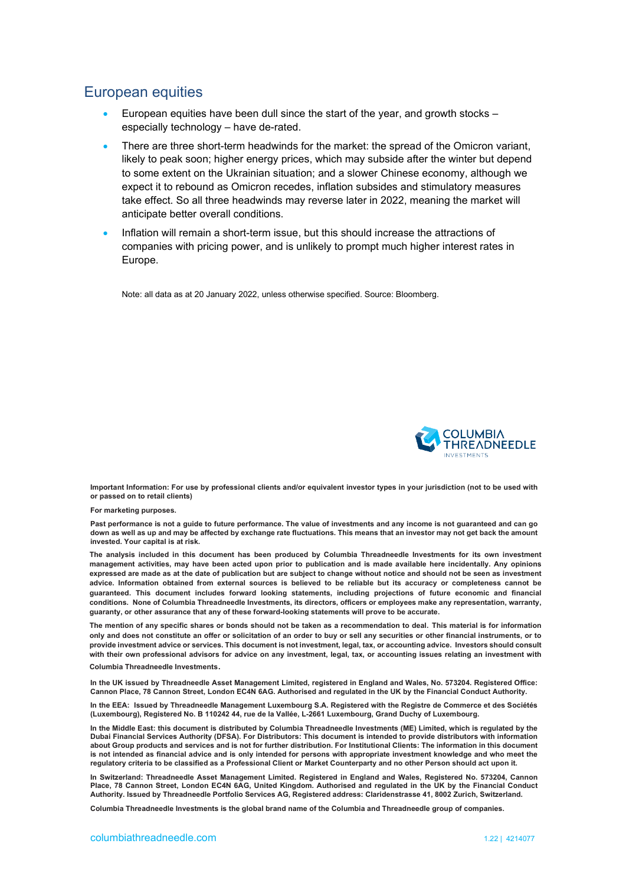## European equities

- European equities have been dull since the start of the year, and growth stocks – especially technology – have de-rated.
- There are three short-term headwinds for the market: the spread of the Omicron variant, likely to peak soon; higher energy prices, which may subside after the winter but depend to some extent on the Ukrainian situation; and a slower Chinese economy, although we expect it to rebound as Omicron recedes, inflation subsides and stimulatory measures take effect. So all three headwinds may reverse later in 2022, meaning the market will anticipate better overall conditions.
- Inflation will remain a short-term issue, but this should increase the attractions of companies with pricing power, and is unlikely to prompt much higher interest rates in Europe.

Note: all data as at 20 January 2022, unless otherwise specified. Source: Bloomberg.

**Important Information: For use by professional clients and/or equivalent investor types in your jurisdiction (not to be used with or passed on to retail clients)**

**For marketing purposes.**

**Past performance is not a guide to future performance. The value of investments and any income is not guaranteed and can go down as well as up and may be affected by exchange rate fluctuations. This means that an investor may not get back the amount invested. Your capital is at risk.**

**The analysis included in this document has been produced by Columbia Threadneedle Investments for its own investment management activities, may have been acted upon prior to publication and is made available here incidentally. Any opinions expressed are made as at the date of publication but are subject to change without notice and should not be seen as investment advice. Information obtained from external sources is believed to be reliable but its accuracy or completeness cannot be guaranteed. This document includes forward looking statements, including projections of future economic and financial conditions. None of Columbia Threadneedle Investments, its directors, officers or employees make any representation, warranty, guaranty, or other assurance that any of these forward-looking statements will prove to be accurate.**

**The mention of any specific shares or bonds should not be taken as a recommendation to deal. This material is for information only and does not constitute an offer or solicitation of an order to buy or sell any securities or other financial instruments, or to provide investment advice or services. This document is not investment, legal, tax, or accounting advice. Investors should consult with their own professional advisors for advice on any investment, legal, tax, or accounting issues relating an investment with Columbia Threadneedle Investments.**

**In the UK issued by Threadneedle Asset Management Limited, registered in England and Wales, No. 573204. Registered Office: Cannon Place, 78 Cannon Street, London EC4N 6AG. Authorised and regulated in the UK by the Financial Conduct Authority.**

**In the EEA: Issued by Threadneedle Management Luxembourg S.A. Registered with the Registre de Commerce et des Sociétés (Luxembourg), Registered No. B 110242 44, rue de la Vallée, L-2661 Luxembourg, Grand Duchy of Luxembourg.**

**In the Middle East: this document is distributed by Columbia Threadneedle Investments (ME) Limited, which is regulated by the Dubai Financial Services Authority (DFSA). For Distributors: This document is intended to provide distributors with information about Group products and services and is not for further distribution. For Institutional Clients: The information in this document is not intended as financial advice and is only intended for persons with appropriate investment knowledge and who meet the regulatory criteria to be classified as a Professional Client or Market Counterparty and no other Person should act upon it.**

**In Switzerland: Threadneedle Asset Management Limited. Registered in England and Wales, Registered No. 573204, Cannon Place, 78 Cannon Street, London EC4N 6AG, United Kingdom. Authorised and regulated in the UK by the Financial Conduct Authority. Issued by Threadneedle Portfolio Services AG, Registered address: Claridenstrasse 41, 8002 Zurich, Switzerland.**

**Columbia Threadneedle Investments is the global brand name of the Columbia and Threadneedle group of companies.**

columbiathreadneedle.com

1.22 | 4214077